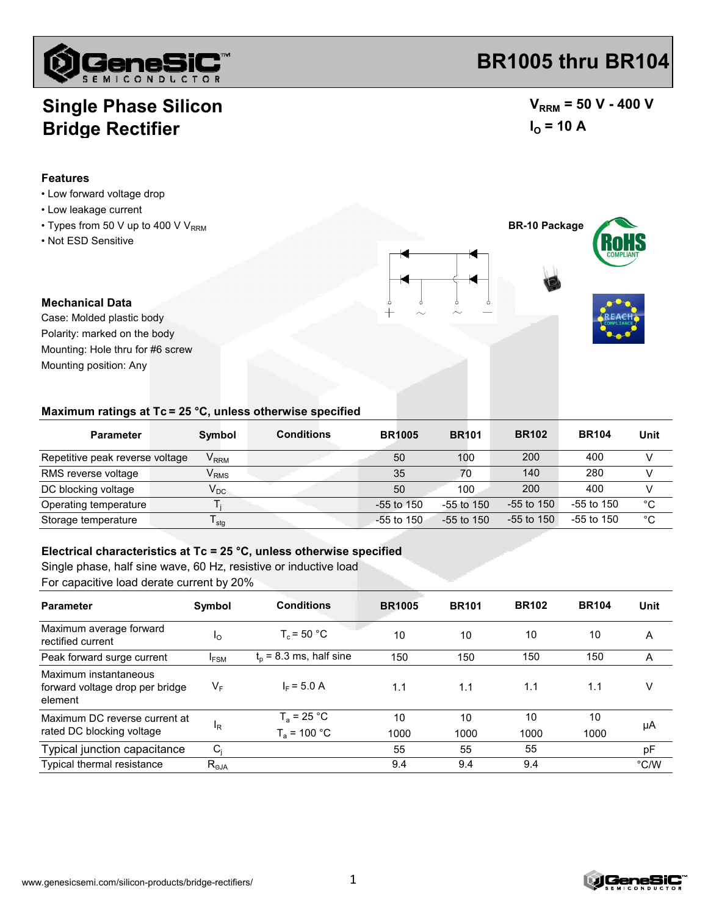# BR1005 thru BR104

## Single Phase Silicon Bridge Rectifier

$V_{RRM}$ = 50 V - 400 V
$I_O$ = 10 A

### Features

- Low forward voltage drop
- Low leakage current
- Types from 50 V up to 400 V $V_{RRM}$
- Not ESD Sensitive

BR-10 Package

### Mechanical Data

Case: Molded plastic body
Polarity: marked on the body
Mounting: Hole thru for #6 screw
Mounting position: Any

### Maximum ratings at Tc = 25 °C, unless otherwise specified

| Parameter | Symbol | Conditions | BR1005 | BR101 | BR102 | BR104 | Unit |
|---|---|---|---|---|---|---|---|
| Repetitive peak reverse voltage | $V_{RRM}$ | | 50 | 100 | 200 | 400 | V |
| RMS reverse voltage | $V_{RMS}$ | | 35 | 70 | 140 | 280 | V |
| DC blocking voltage | $V_{DC}$ | | 50 | 100 | 200 | 400 | V |
| Operating temperature | $T_j$ | | -55 to 150 | -55 to 150 | -55 to 150 | -55 to 150 | °C |
| Storage temperature | $T_{stg}$ | | -55 to 150 | -55 to 150 | -55 to 150 | -55 to 150 | °C |

### Electrical characteristics at Tc = 25 °C, unless otherwise specified

Single phase, half sine wave, 60 Hz, resistive or inductive load
For capacitive load derate current by 20%

| Parameter | Symbol | Conditions | BR1005 | BR101 | BR102 | BR104 | Unit |
|---|---|---|---|---|---|---|---|
| Maximum average forward rectified current | $I_O$ | $T_c$ = 50 °C | 10 | 10 | 10 | 10 | A |
| Peak forward surge current | $I_{FSM}$ | $t_p$ = 8.3 ms, half sine | 150 | 150 | 150 | 150 | A |
| Maximum instantaneous forward voltage drop per bridge element | $V_F$ | $I_F$ = 5.0 A | 1.1 | 1.1 | 1.1 | 1.1 | V |
| Maximum DC reverse current at rated DC blocking voltage | $I_R$ | $T_a$ = 25 °C | 10 | 10 | 10 | 10 | μA |
| | | $T_a$ = 100 °C | 1000 | 1000 | 1000 | 1000 | |
| Typical junction capacitance | $C_j$ | | 55 | 55 | 55 | | pF |
| Typical thermal resistance | $R_{\Theta JA}$ | | 9.4 | 9.4 | 9.4 | | °C/W |

www.genesicsemi.com/silicon-products/bridge-rectifiers/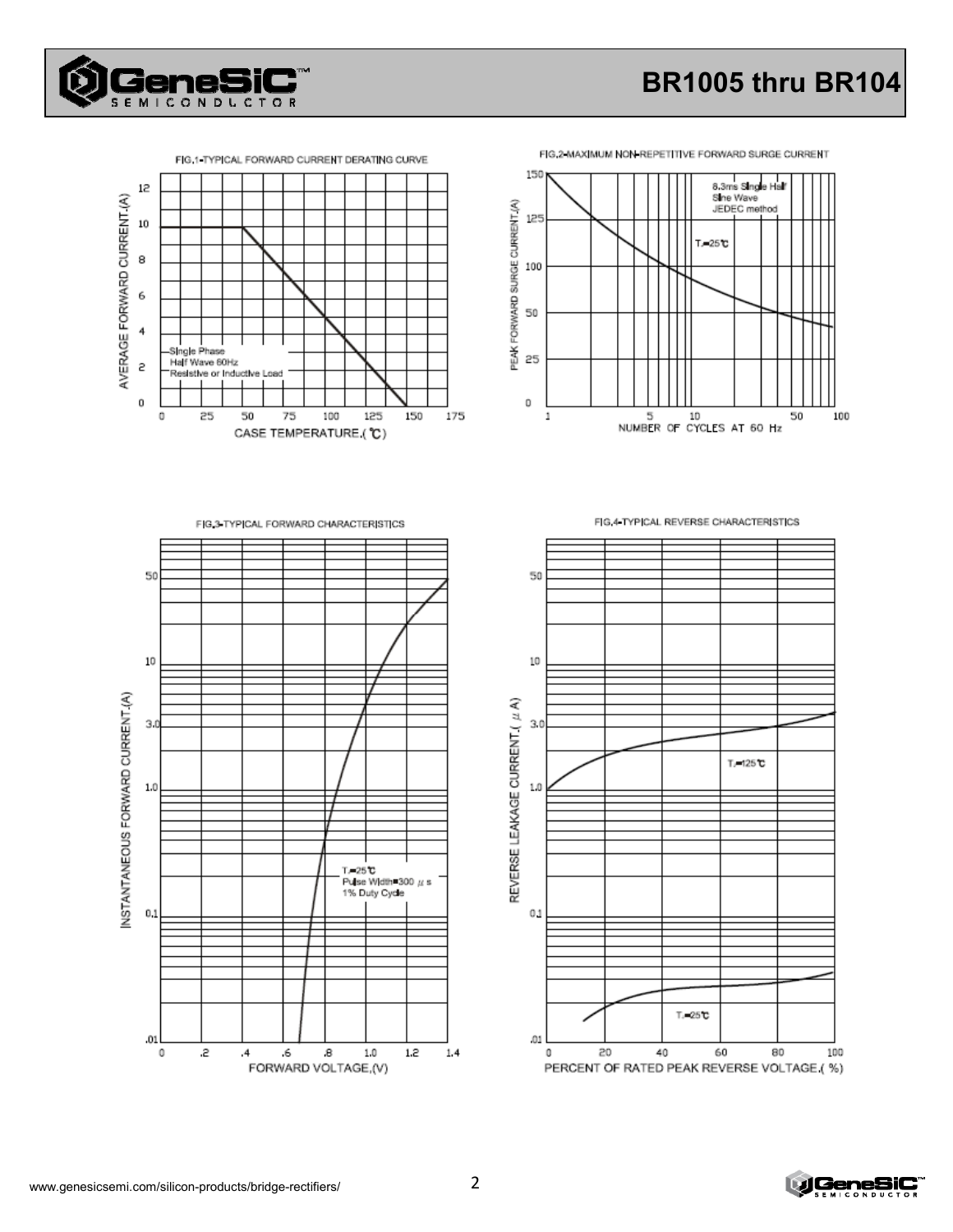FIG.1-TYPICAL FORWARD CURRENT DERATING CURVE

AVERAGE FORWARD CURRENT.(A)

12
10
8
6
4
2
0

Single Phase
Half Wave 60Hz
Resistive or Inductive Load

0 25 50 75 100 125 150 175

CASE TEMPERATURE.(℃)

FIG.2-MAXIMUM NON-REPETITIVE FORWARD SURGE CURRENT

PEAK FORWARD SURGE CURRENT.(A)

150
125
100
50
25
0

8.3ms Single Half
Sine Wave
JEDEC method

$T_J$=25℃

1 5 10 50 100

NUMBER OF CYCLES AT 60 Hz

FIG.3-TYPICAL FORWARD CHARACTERISTICS

INSTANTANEOUS FORWARD CURRENT.(A)

50
10
3.0
1.0
0.1
.01

$T_J$=25℃
Pulse Width=300 $\mu$ s
1% Duty Cycle

0 .2 .4 .6 .8 1.0 1.2 1.4

FORWARD VOLTAGE,(V)

FIG.4-TYPICAL REVERSE CHARACTERISTICS

REVERSE LEAKAGE CURRENT.( $\mu$ A)

50
10
3.0
1.0
0.1
.01

$T_J$=125℃

$T_J$=25℃

0 20 40 60 80 100

PERCENT OF RATED PEAK REVERSE VOLTAGE,( %)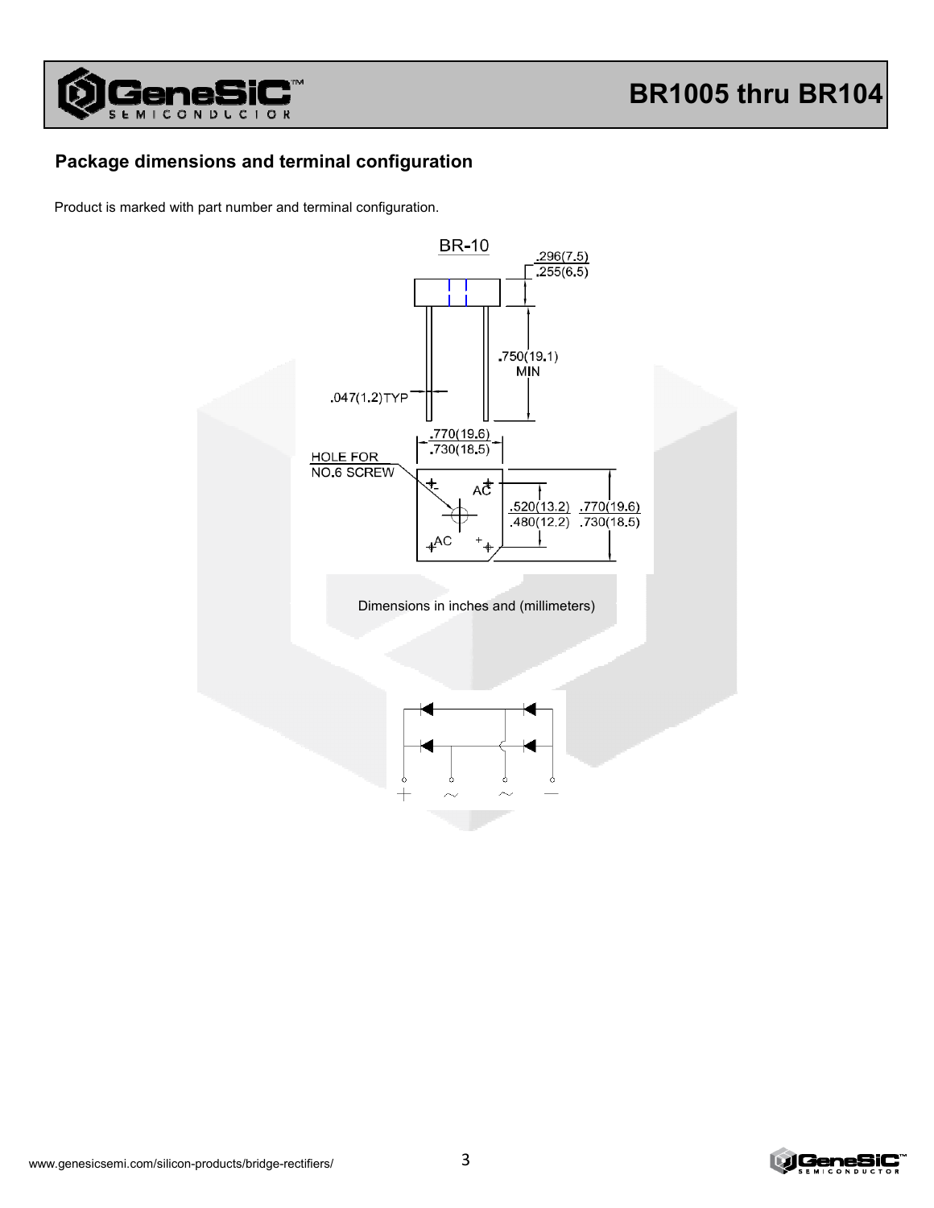## Package dimensions and terminal configuration

Product is marked with part number and terminal configuration.

BR-10

.296(7.5)
.255(6.5)

.750(19.1)
MIN

.047(1.2)TYP

.770(19.6)
.730(18.5)

HOLE FOR
NO.6 SCREW

AC

AC

.520(13.2)
.480(12.2)

.770(19.6)
.730(18.5)

Dimensions in inches and (millimeters)